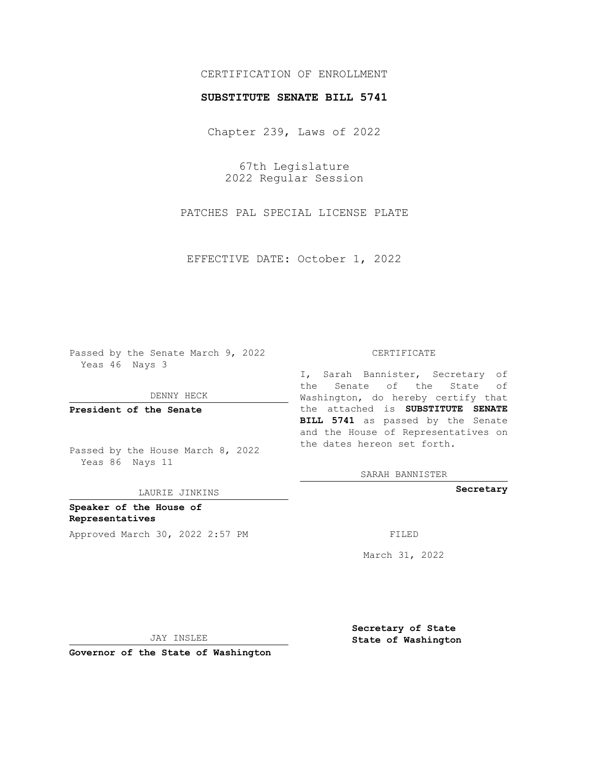CERTIFICATION OF ENROLLMENT

**SUBSTITUTE SENATE BILL 5741**

Chapter 239, Laws of 2022

67th Legislature
2022 Regular Session

PATCHES PAL SPECIAL LICENSE PLATE

EFFECTIVE DATE: October 1, 2022

Passed by the Senate March 9, 2022
Yeas 46 Nays 3

DENNY HECK

**President of the Senate**

Passed by the House March 8, 2022
Yeas 86 Nays 11

LAURIE JINKINS

**Speaker of the House of Representatives**

Approved March 30, 2022 2:57 PM

JAY INSLEE

**Governor of the State of Washington**

CERTIFICATE

I, Sarah Bannister, Secretary of the Senate of the State of Washington, do hereby certify that the attached is **SUBSTITUTE SENATE BILL 5741** as passed by the Senate and the House of Representatives on the dates hereon set forth.

SARAH BANNISTER

**Secretary**

FILED

March 31, 2022

**Secretary of State State of Washington**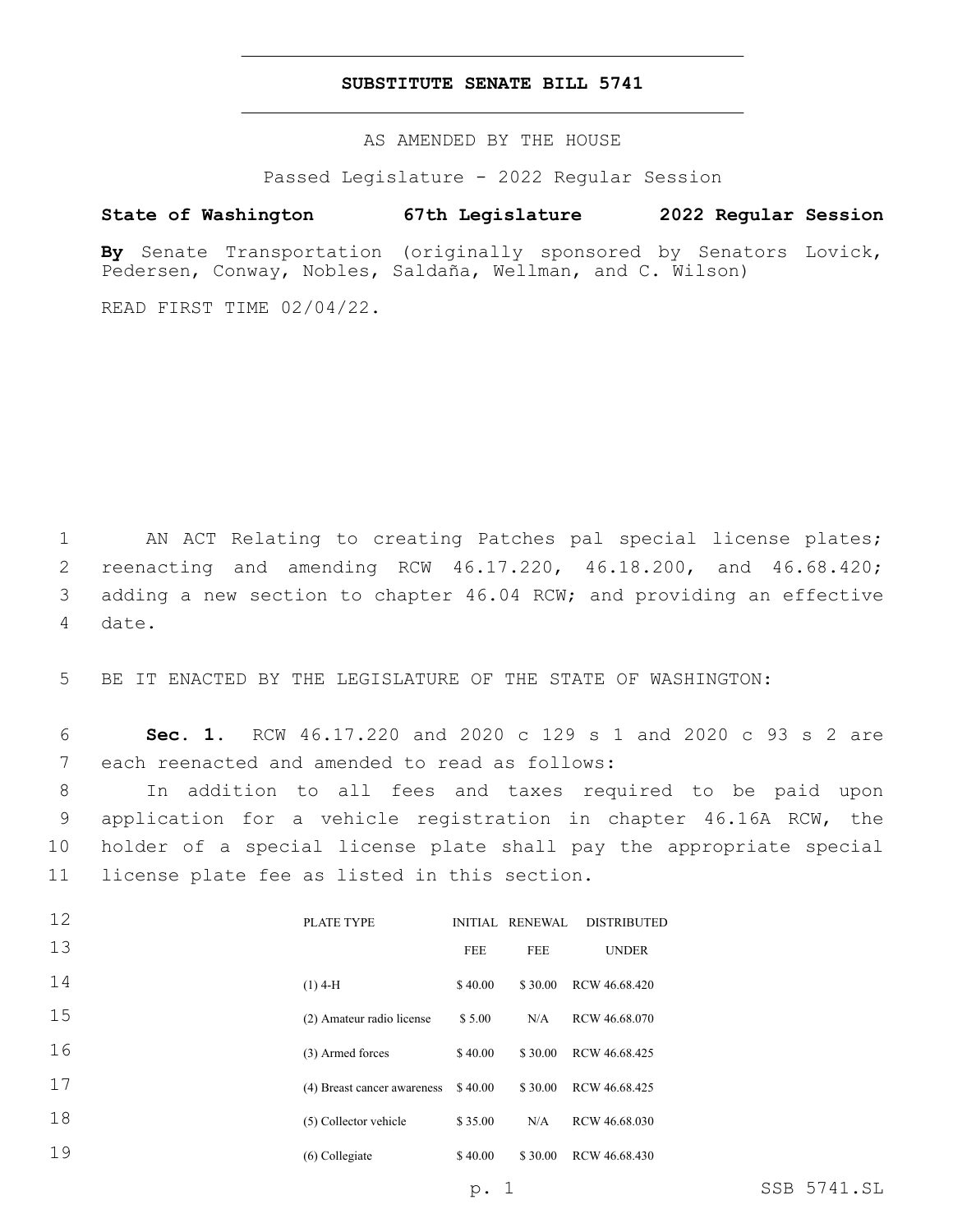# SUBSTITUTE SENATE BILL 5741

AS AMENDED BY THE HOUSE

Passed Legislature - 2022 Regular Session

**State of Washington 67th Legislature 2022 Regular Session**

**By** Senate Transportation (originally sponsored by Senators Lovick, Pedersen, Conway, Nobles, Saldaña, Wellman, and C. Wilson)

READ FIRST TIME 02/04/22.

AN ACT Relating to creating Patches pal special license plates; reenacting and amending RCW 46.17.220, 46.18.200, and 46.68.420; adding a new section to chapter 46.04 RCW; and providing an effective date.

BE IT ENACTED BY THE LEGISLATURE OF THE STATE OF WASHINGTON:

**Sec. 1.** RCW 46.17.220 and 2020 c 129 s 1 and 2020 c 93 s 2 are each reenacted and amended to read as follows:

In addition to all fees and taxes required to be paid upon application for a vehicle registration in chapter 46.16A RCW, the holder of a special license plate shall pay the appropriate special license plate fee as listed in this section.

| PLATE TYPE | INITIAL FEE | RENEWAL FEE | DISTRIBUTED UNDER |
|---|---|---|---|
| (1) 4-H | $ 40.00 | $ 30.00 | RCW 46.68.420 |
| (2) Amateur radio license | $ 5.00 | N/A | RCW 46.68.070 |
| (3) Armed forces | $ 40.00 | $ 30.00 | RCW 46.68.425 |
| (4) Breast cancer awareness | $ 40.00 | $ 30.00 | RCW 46.68.425 |
| (5) Collector vehicle | $ 35.00 | N/A | RCW 46.68.030 |
| (6) Collegiate | $ 40.00 | $ 30.00 | RCW 46.68.430 |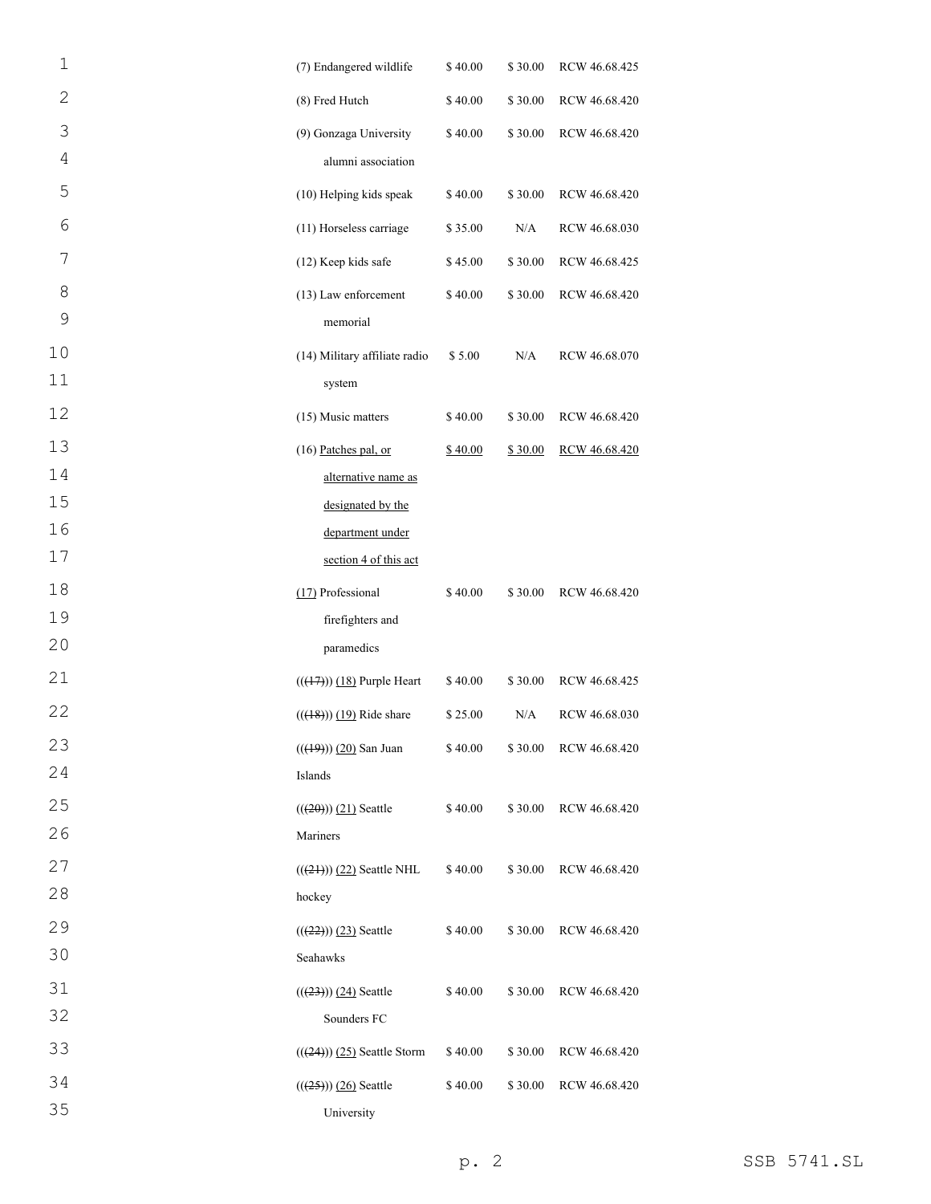| | | | |
|---|---|---|---|
| (7) Endangered wildlife | $ 40.00 | $ 30.00 | RCW 46.68.425 |
| (8) Fred Hutch | $ 40.00 | $ 30.00 | RCW 46.68.420 |
| (9) Gonzaga University alumni association | $ 40.00 | $ 30.00 | RCW 46.68.420 |
| (10) Helping kids speak | $ 40.00 | $ 30.00 | RCW 46.68.420 |
| (11) Horseless carriage | $ 35.00 | N/A | RCW 46.68.030 |
| (12) Keep kids safe | $ 45.00 | $ 30.00 | RCW 46.68.425 |
| (13) Law enforcement memorial | $ 40.00 | $ 30.00 | RCW 46.68.420 |
| (14) Military affiliate radio system | $ 5.00 | N/A | RCW 46.68.070 |
| (15) Music matters | $ 40.00 | $ 30.00 | RCW 46.68.420 |
| (16) Patches pal, or alternative name as designated by the department under section 4 of this act | $ 40.00 | $ 30.00 | RCW 46.68.420 |
| (17) Professional firefighters and paramedics | $ 40.00 | $ 30.00 | RCW 46.68.420 |
| (((17))) (18) Purple Heart | $ 40.00 | $ 30.00 | RCW 46.68.425 |
| (((18))) (19) Ride share | $ 25.00 | N/A | RCW 46.68.030 |
| (((19))) (20) San Juan Islands | $ 40.00 | $ 30.00 | RCW 46.68.420 |
| (((20))) (21) Seattle Mariners | $ 40.00 | $ 30.00 | RCW 46.68.420 |
| (((21))) (22) Seattle NHL hockey | $ 40.00 | $ 30.00 | RCW 46.68.420 |
| (((22))) (23) Seattle Seahawks | $ 40.00 | $ 30.00 | RCW 46.68.420 |
| (((23))) (24) Seattle Sounders FC | $ 40.00 | $ 30.00 | RCW 46.68.420 |
| (((24))) (25) Seattle Storm | $ 40.00 | $ 30.00 | RCW 46.68.420 |
| (((25))) (26) Seattle University | $ 40.00 | $ 30.00 | RCW 46.68.420 |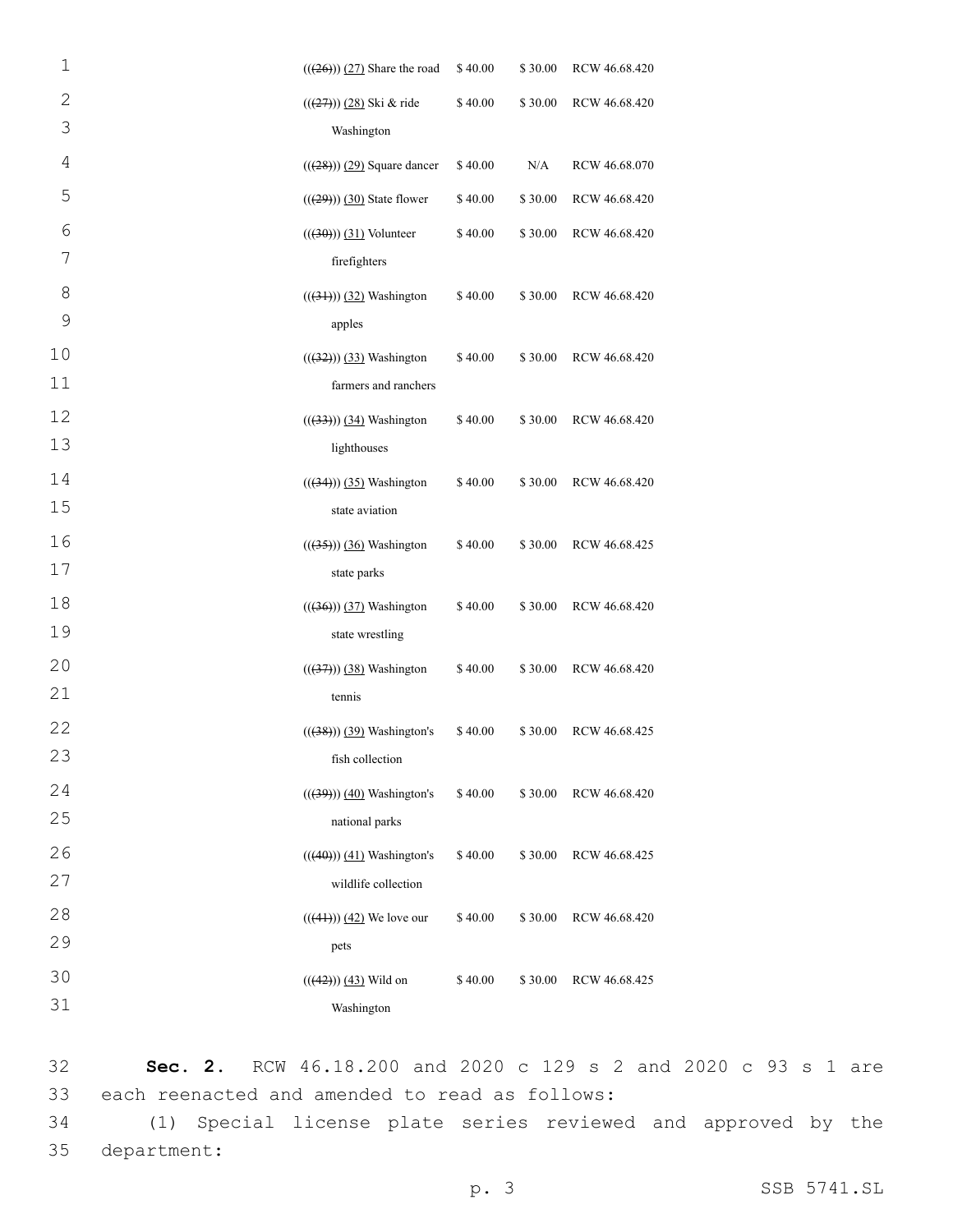| | | | |
|---|---|---|---|
| (((26))) (27) Share the road | $ 40.00 | $ 30.00 | RCW 46.68.420 |
| (((27))) (28) Ski & ride Washington | $ 40.00 | $ 30.00 | RCW 46.68.420 |
| (((28))) (29) Square dancer | $ 40.00 | N/A | RCW 46.68.070 |
| (((29))) (30) State flower | $ 40.00 | $ 30.00 | RCW 46.68.420 |
| (((30))) (31) Volunteer firefighters | $ 40.00 | $ 30.00 | RCW 46.68.420 |
| (((31))) (32) Washington apples | $ 40.00 | $ 30.00 | RCW 46.68.420 |
| (((32))) (33) Washington farmers and ranchers | $ 40.00 | $ 30.00 | RCW 46.68.420 |
| (((33))) (34) Washington lighthouses | $ 40.00 | $ 30.00 | RCW 46.68.420 |
| (((34))) (35) Washington state aviation | $ 40.00 | $ 30.00 | RCW 46.68.420 |
| (((35))) (36) Washington state parks | $ 40.00 | $ 30.00 | RCW 46.68.425 |
| (((36))) (37) Washington state wrestling | $ 40.00 | $ 30.00 | RCW 46.68.420 |
| (((37))) (38) Washington tennis | $ 40.00 | $ 30.00 | RCW 46.68.420 |
| (((38))) (39) Washington's fish collection | $ 40.00 | $ 30.00 | RCW 46.68.425 |
| (((39))) (40) Washington's national parks | $ 40.00 | $ 30.00 | RCW 46.68.420 |
| (((40))) (41) Washington's wildlife collection | $ 40.00 | $ 30.00 | RCW 46.68.425 |
| (((41))) (42) We love our pets | $ 40.00 | $ 30.00 | RCW 46.68.420 |
| (((42))) (43) Wild on Washington | $ 40.00 | $ 30.00 | RCW 46.68.425 |

**Sec. 2.** RCW 46.18.200 and 2020 c 129 s 2 and 2020 c 93 s 1 are each reenacted and amended to read as follows:

(1) Special license plate series reviewed and approved by the department: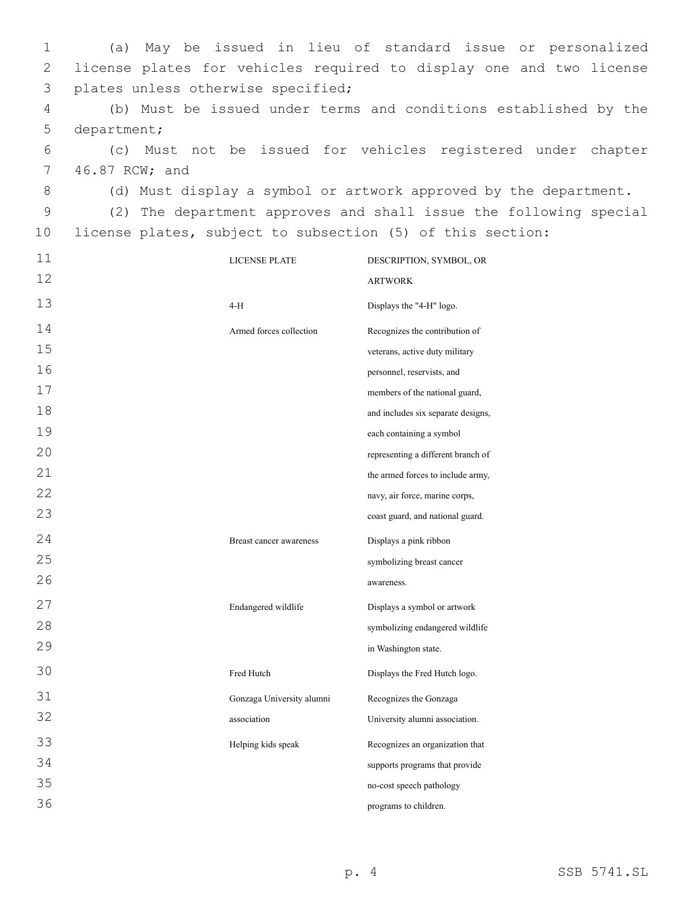(a) May be issued in lieu of standard issue or personalized license plates for vehicles required to display one and two license plates unless otherwise specified;

(b) Must be issued under terms and conditions established by the department;

(c) Must not be issued for vehicles registered under chapter 46.87 RCW; and

(d) Must display a symbol or artwork approved by the department.

(2) The department approves and shall issue the following special license plates, subject to subsection (5) of this section:

| LICENSE PLATE | DESCRIPTION, SYMBOL, OR ARTWORK |
|---|---|
| 4-H | Displays the "4-H" logo. |
| Armed forces collection | Recognizes the contribution of veterans, active duty military personnel, reservists, and members of the national guard, and includes six separate designs, each containing a symbol representing a different branch of the armed forces to include army, navy, air force, marine corps, coast guard, and national guard. |
| Breast cancer awareness | Displays a pink ribbon symbolizing breast cancer awareness. |
| Endangered wildlife | Displays a symbol or artwork symbolizing endangered wildlife in Washington state. |
| Fred Hutch | Displays the Fred Hutch logo. |
| Gonzaga University alumni association | Recognizes the Gonzaga University alumni association. |
| Helping kids speak | Recognizes an organization that supports programs that provide no-cost speech pathology programs to children. |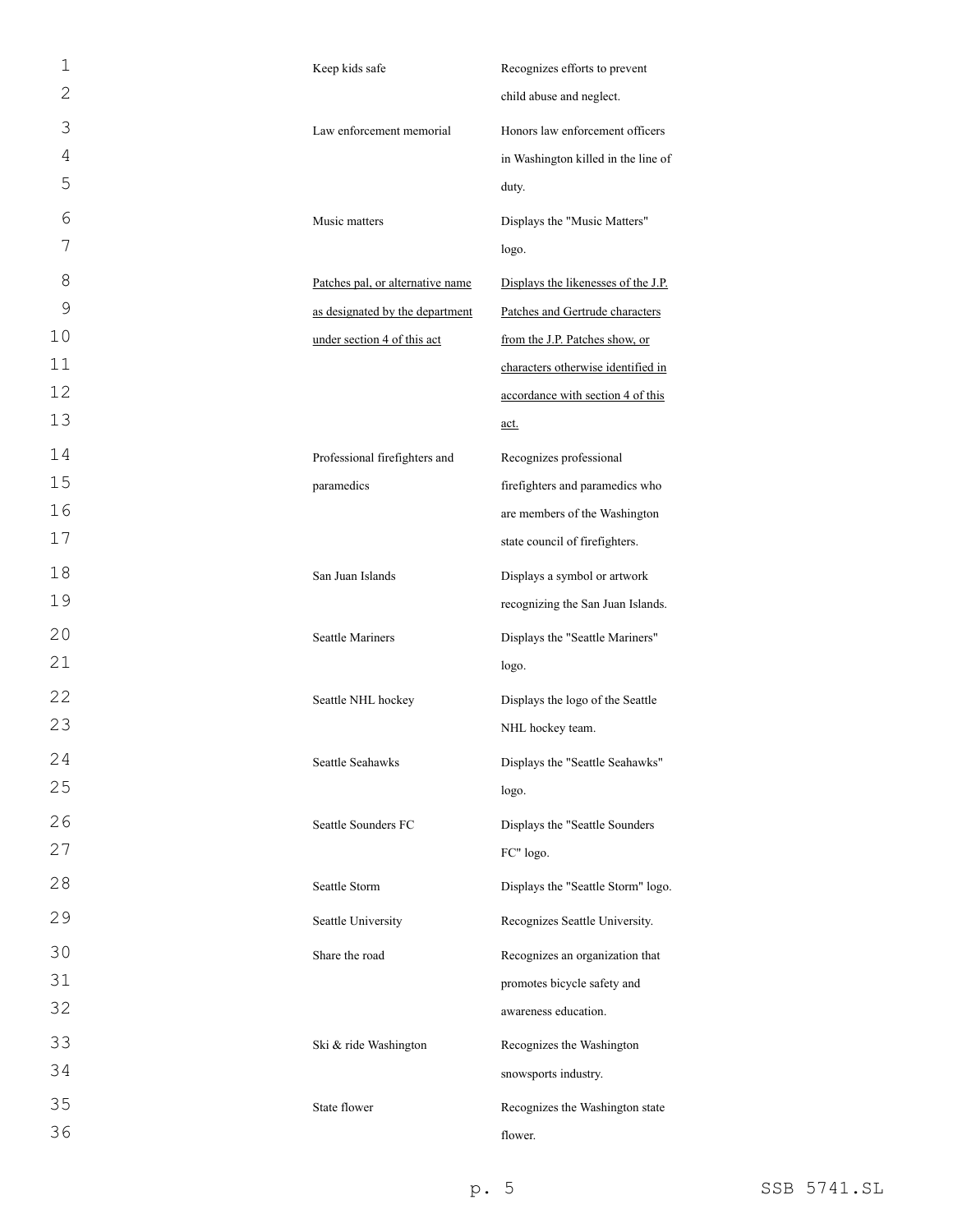| | |
|---|---|
| Keep kids safe | Recognizes efforts to prevent child abuse and neglect. |
| Law enforcement memorial | Honors law enforcement officers in Washington killed in the line of duty. |
| Music matters | Displays the "Music Matters" logo. |
| <u>Patches pal, or alternative name as designated by the department under section 4 of this act</u> | <u>Displays the likenesses of the J.P. Patches and Gertrude characters from the J.P. Patches show, or characters otherwise identified in accordance with section 4 of this act.</u> |
| Professional firefighters and paramedics | Recognizes professional firefighters and paramedics who are members of the Washington state council of firefighters. |
| San Juan Islands | Displays a symbol or artwork recognizing the San Juan Islands. |
| Seattle Mariners | Displays the "Seattle Mariners" logo. |
| Seattle NHL hockey | Displays the logo of the Seattle NHL hockey team. |
| Seattle Seahawks | Displays the "Seattle Seahawks" logo. |
| Seattle Sounders FC | Displays the "Seattle Sounders FC" logo. |
| Seattle Storm | Displays the "Seattle Storm" logo. |
| Seattle University | Recognizes Seattle University. |
| Share the road | Recognizes an organization that promotes bicycle safety and awareness education. |
| Ski & ride Washington | Recognizes the Washington snowsports industry. |
| State flower | Recognizes the Washington state flower. |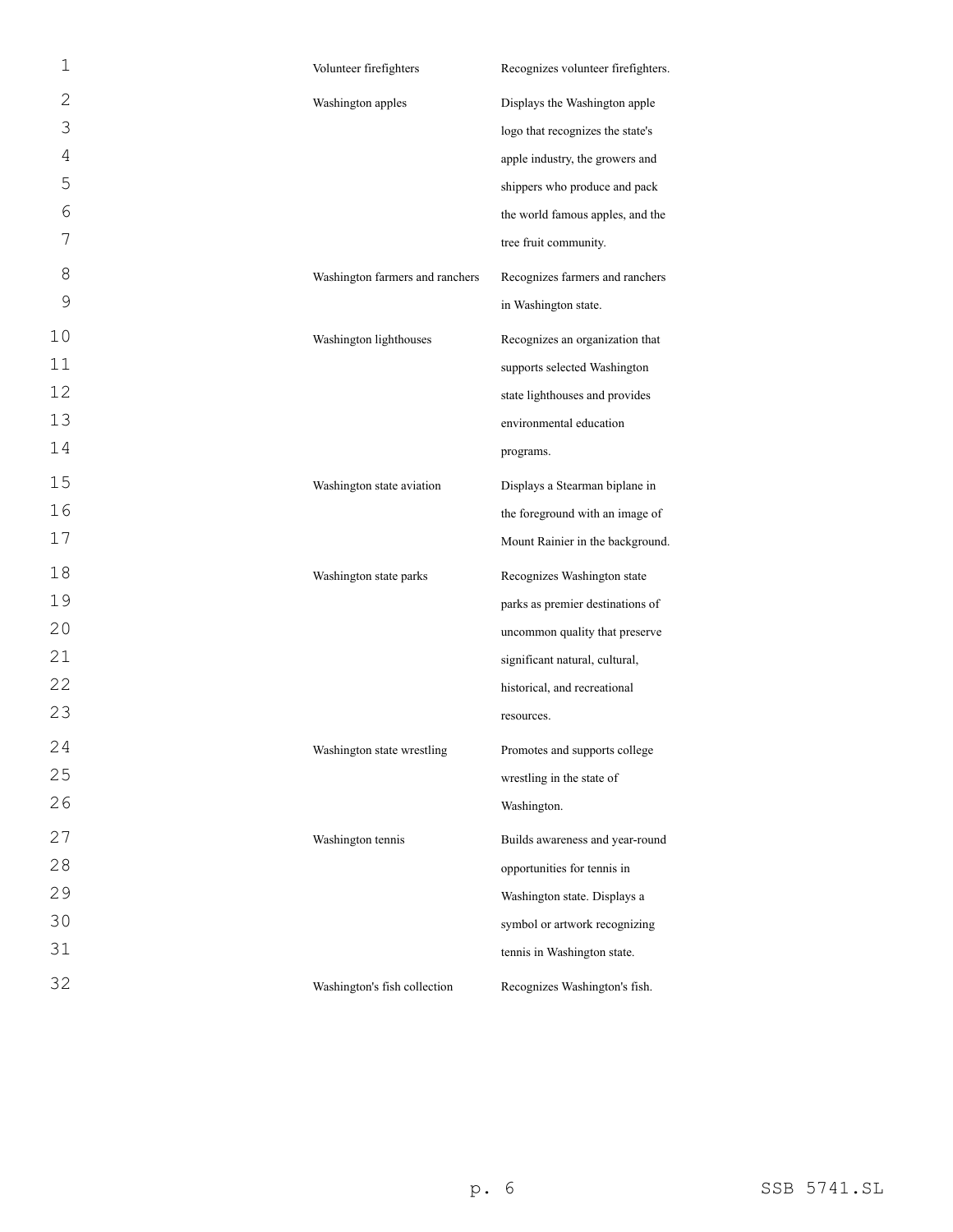| | |
|---|---|
| Volunteer firefighters | Recognizes volunteer firefighters. |
| Washington apples | Displays the Washington apple logo that recognizes the state's apple industry, the growers and shippers who produce and pack the world famous apples, and the tree fruit community. |
| Washington farmers and ranchers | Recognizes farmers and ranchers in Washington state. |
| Washington lighthouses | Recognizes an organization that supports selected Washington state lighthouses and provides environmental education programs. |
| Washington state aviation | Displays a Stearman biplane in the foreground with an image of Mount Rainier in the background. |
| Washington state parks | Recognizes Washington state parks as premier destinations of uncommon quality that preserve significant natural, cultural, historical, and recreational resources. |
| Washington state wrestling | Promotes and supports college wrestling in the state of Washington. |
| Washington tennis | Builds awareness and year-round opportunities for tennis in Washington state. Displays a symbol or artwork recognizing tennis in Washington state. |
| Washington's fish collection | Recognizes Washington's fish. |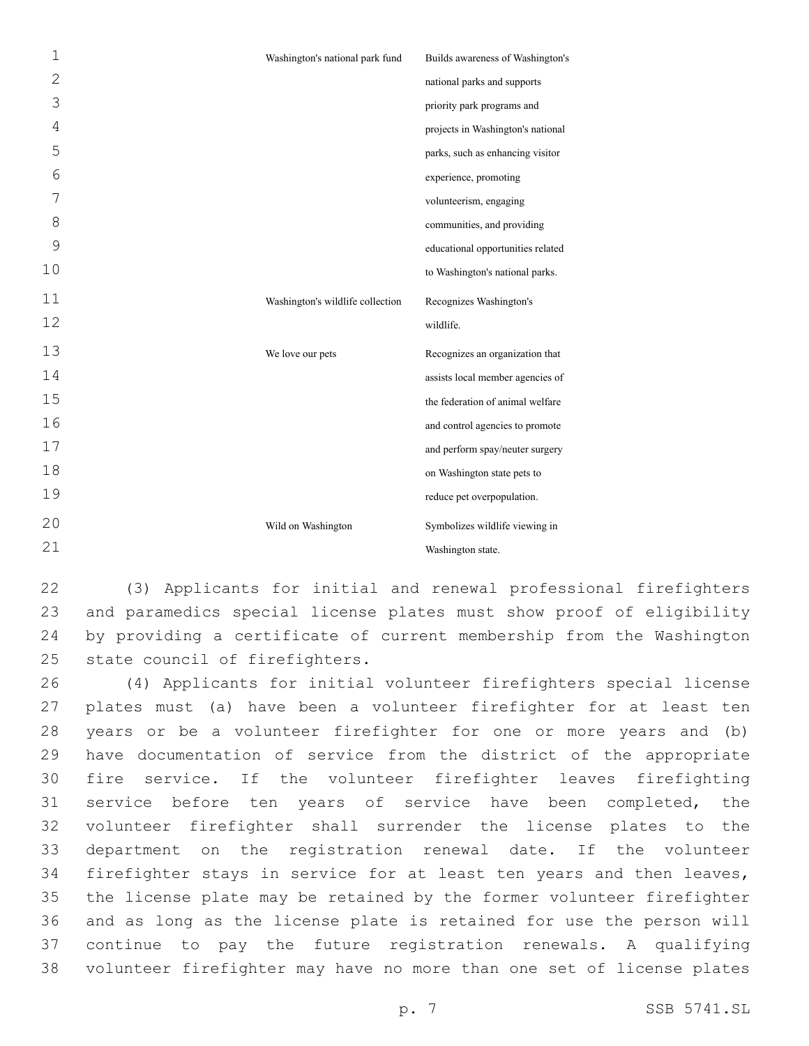| | |
|---|---|
| Washington's national park fund | Builds awareness of Washington's national parks and supports priority park programs and projects in Washington's national parks, such as enhancing visitor experience, promoting volunteerism, engaging communities, and providing educational opportunities related to Washington's national parks. |
| Washington's wildlife collection | Recognizes Washington's wildlife. |
| We love our pets | Recognizes an organization that assists local member agencies of the federation of animal welfare and control agencies to promote and perform spay/neuter surgery on Washington state pets to reduce pet overpopulation. |
| Wild on Washington | Symbolizes wildlife viewing in Washington state. |

(3) Applicants for initial and renewal professional firefighters and paramedics special license plates must show proof of eligibility by providing a certificate of current membership from the Washington state council of firefighters.

(4) Applicants for initial volunteer firefighters special license plates must (a) have been a volunteer firefighter for at least ten years or be a volunteer firefighter for one or more years and (b) have documentation of service from the district of the appropriate fire service. If the volunteer firefighter leaves firefighting service before ten years of service have been completed, the volunteer firefighter shall surrender the license plates to the department on the registration renewal date. If the volunteer firefighter stays in service for at least ten years and then leaves, the license plate may be retained by the former volunteer firefighter and as long as the license plate is retained for use the person will continue to pay the future registration renewals. A qualifying volunteer firefighter may have no more than one set of license plates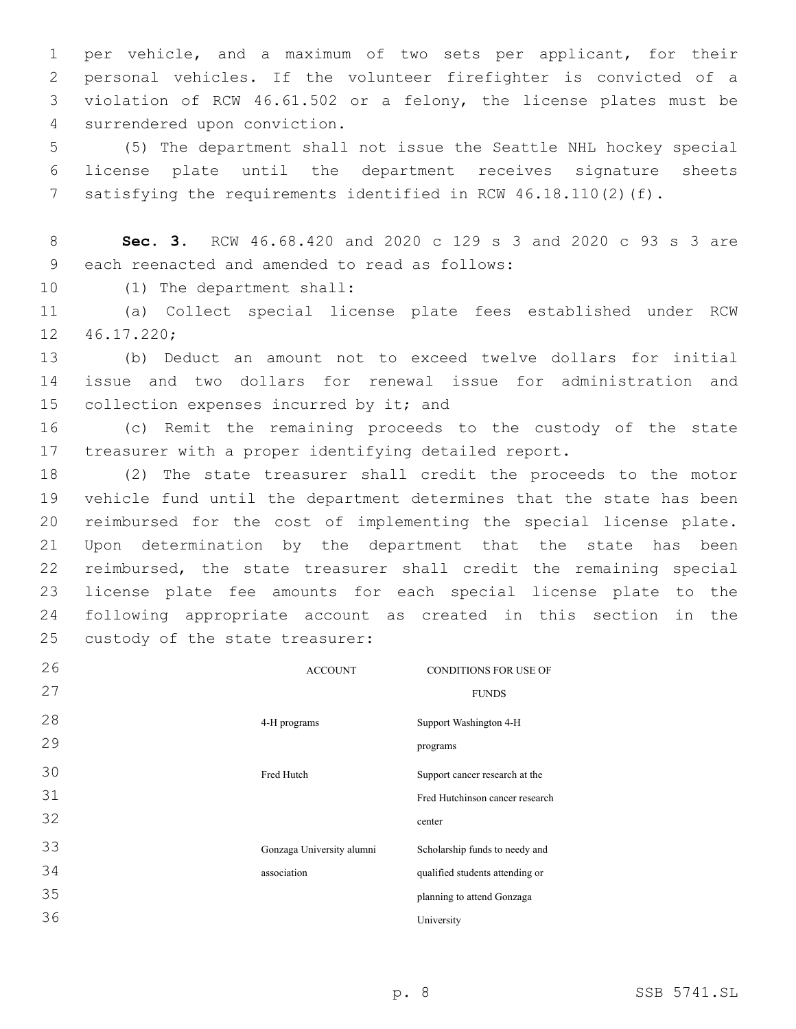per vehicle, and a maximum of two sets per applicant, for their personal vehicles. If the volunteer firefighter is convicted of a violation of RCW 46.61.502 or a felony, the license plates must be surrendered upon conviction.

(5) The department shall not issue the Seattle NHL hockey special license plate until the department receives signature sheets satisfying the requirements identified in RCW 46.18.110(2)(f).

**Sec. 3.** RCW 46.68.420 and 2020 c 129 s 3 and 2020 c 93 s 3 are each reenacted and amended to read as follows:

(1) The department shall:

(a) Collect special license plate fees established under RCW 46.17.220;

(b) Deduct an amount not to exceed twelve dollars for initial issue and two dollars for renewal issue for administration and collection expenses incurred by it; and

(c) Remit the remaining proceeds to the custody of the state treasurer with a proper identifying detailed report.

(2) The state treasurer shall credit the proceeds to the motor vehicle fund until the department determines that the state has been reimbursed for the cost of implementing the special license plate. Upon determination by the department that the state has been reimbursed, the state treasurer shall credit the remaining special license plate fee amounts for each special license plate to the following appropriate account as created in this section in the custody of the state treasurer:

| ACCOUNT | CONDITIONS FOR USE OF FUNDS |
|---|---|
| 4-H programs | Support Washington 4-H programs |
| Fred Hutch | Support cancer research at the Fred Hutchinson cancer research center |
| Gonzaga University alumni association | Scholarship funds to needy and qualified students attending or planning to attend Gonzaga University |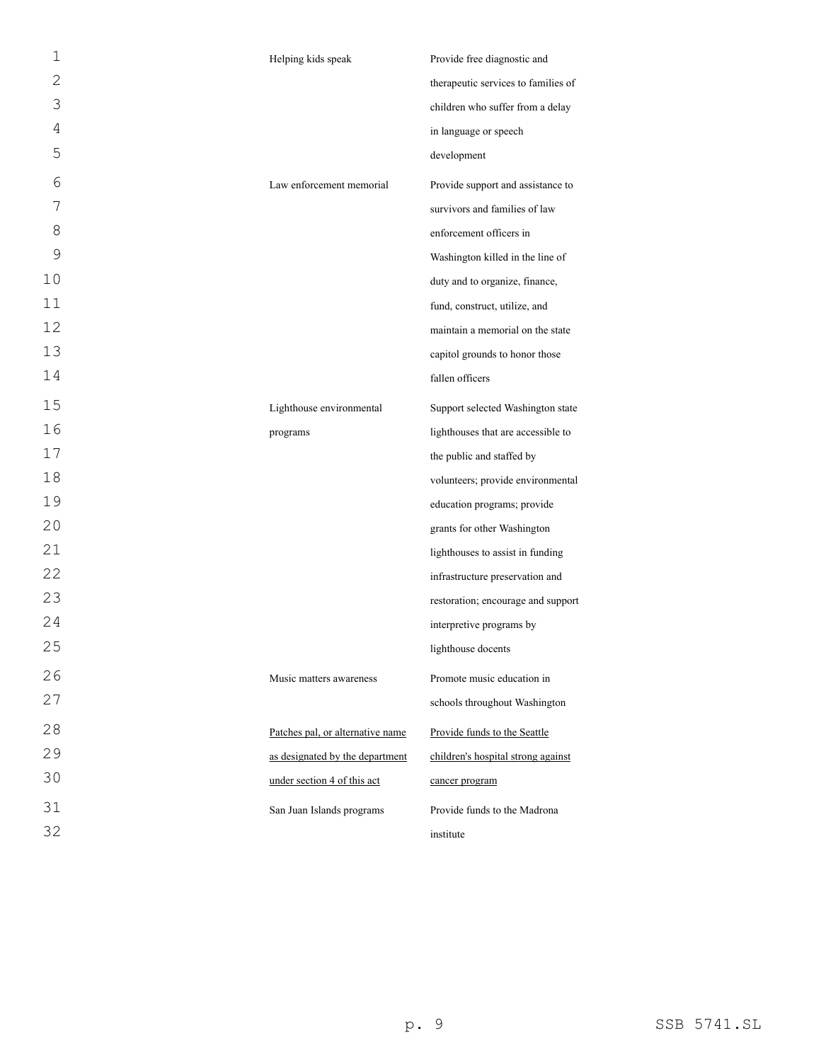| | |
|---|---|
| Helping kids speak | Provide free diagnostic and therapeutic services to families of children who suffer from a delay in language or speech development |
| Law enforcement memorial | Provide support and assistance to survivors and families of law enforcement officers in Washington killed in the line of duty and to organize, finance, fund, construct, utilize, and maintain a memorial on the state capitol grounds to honor those fallen officers |
| Lighthouse environmental programs | Support selected Washington state lighthouses that are accessible to the public and staffed by volunteers; provide environmental education programs; provide grants for other Washington lighthouses to assist in funding infrastructure preservation and restoration; encourage and support interpretive programs by lighthouse docents |
| Music matters awareness | Promote music education in schools throughout Washington |
| <u>Patches pal, or alternative name as designated by the department under section 4 of this act</u> | <u>Provide funds to the Seattle children's hospital strong against cancer program</u> |
| San Juan Islands programs | Provide funds to the Madrona institute |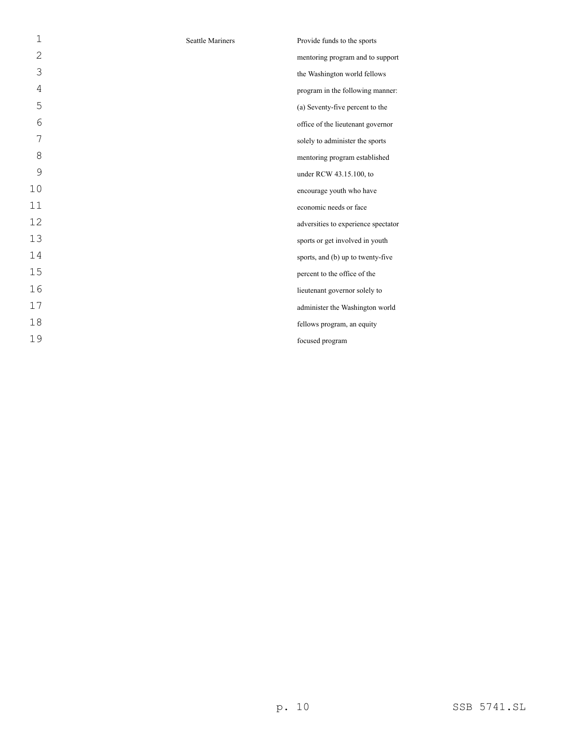| | | |
|---|---|---|
| | Seattle Mariners | Provide funds to the sports mentoring program and to support the Washington world fellows program in the following manner: (a) Seventy-five percent to the office of the lieutenant governor solely to administer the sports mentoring program established under RCW 43.15.100, to encourage youth who have economic needs or face adversities to experience spectator sports or get involved in youth sports, and (b) up to twenty-five percent to the office of the lieutenant governor solely to administer the Washington world fellows program, an equity focused program |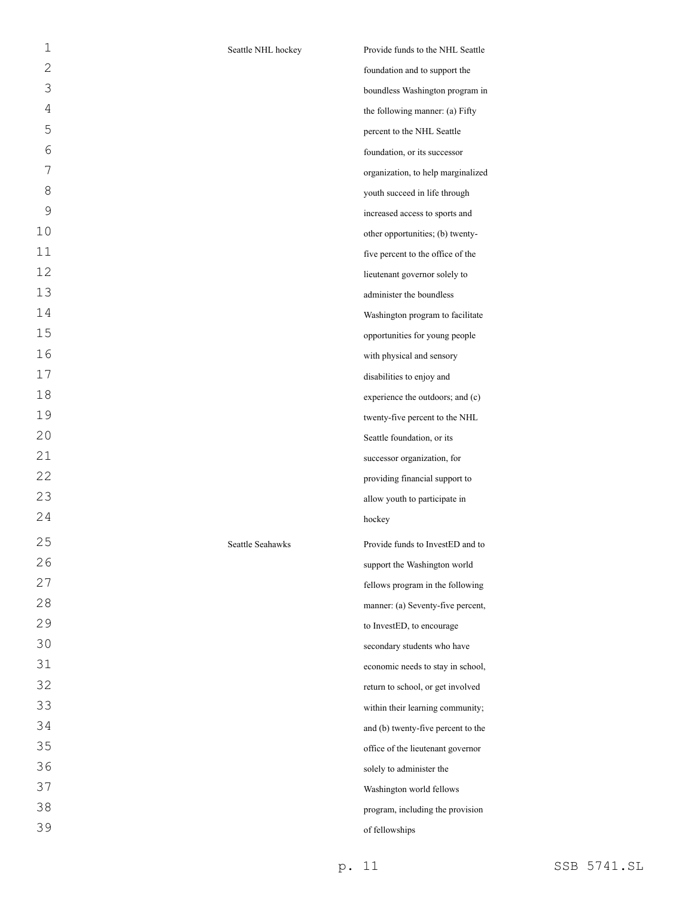| | |
|---|---|
| Seattle NHL hockey | Provide funds to the NHL Seattle foundation and to support the boundless Washington program in the following manner: (a) Fifty percent to the NHL Seattle foundation, or its successor organization, to help marginalized youth succeed in life through increased access to sports and other opportunities; (b) twenty-five percent to the office of the lieutenant governor solely to administer the boundless Washington program to facilitate opportunities for young people with physical and sensory disabilities to enjoy and experience the outdoors; and (c) twenty-five percent to the NHL Seattle foundation, or its successor organization, for providing financial support to allow youth to participate in hockey |
| Seattle Seahawks | Provide funds to InvestED and to support the Washington world fellows program in the following manner: (a) Seventy-five percent, to InvestED, to encourage secondary students who have economic needs to stay in school, return to school, or get involved within their learning community; and (b) twenty-five percent to the office of the lieutenant governor solely to administer the Washington world fellows program, including the provision of fellowships |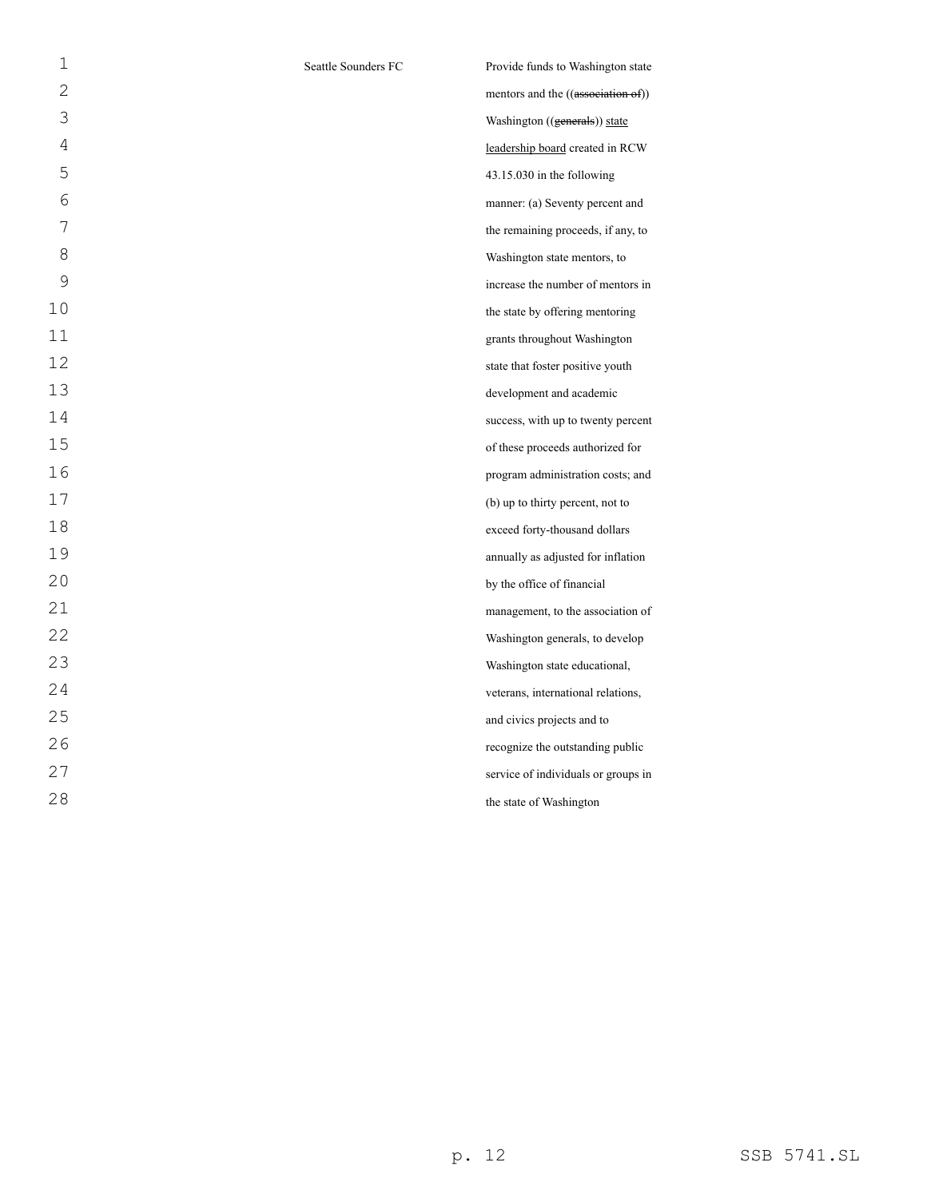| | |
|---|---|
| Seattle Sounders FC | Provide funds to Washington state mentors and the ((~~association of~~)) Washington ((~~generals~~)) <u>state leadership board</u> created in RCW 43.15.030 in the following manner: (a) Seventy percent and the remaining proceeds, if any, to Washington state mentors, to increase the number of mentors in the state by offering mentoring grants throughout Washington state that foster positive youth development and academic success, with up to twenty percent of these proceeds authorized for program administration costs; and (b) up to thirty percent, not to exceed forty-thousand dollars annually as adjusted for inflation by the office of financial management, to the association of Washington generals, to develop Washington state educational, veterans, international relations, and civics projects and to recognize the outstanding public service of individuals or groups in the state of Washington |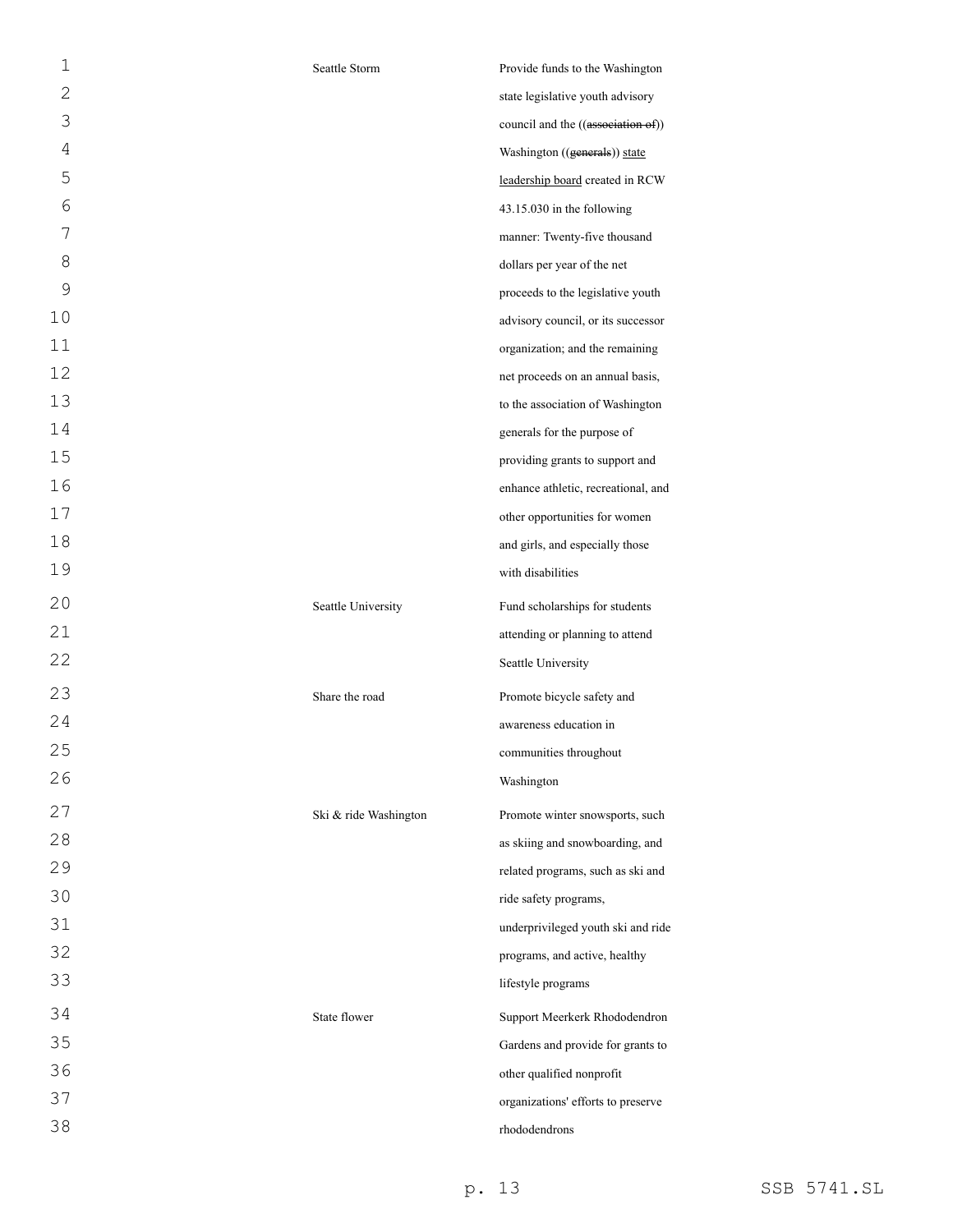| | |
|---|---|
| Seattle Storm | Provide funds to the Washington state legislative youth advisory council and the ((~~association of~~)) Washington ((~~generals~~)) <u>state leadership board</u> created in RCW 43.15.030 in the following manner: Twenty-five thousand dollars per year of the net proceeds to the legislative youth advisory council, or its successor organization; and the remaining net proceeds on an annual basis, to the association of Washington generals for the purpose of providing grants to support and enhance athletic, recreational, and other opportunities for women and girls, and especially those with disabilities |
| Seattle University | Fund scholarships for students attending or planning to attend Seattle University |
| Share the road | Promote bicycle safety and awareness education in communities throughout Washington |
| Ski & ride Washington | Promote winter snowsports, such as skiing and snowboarding, and related programs, such as ski and ride safety programs, underprivileged youth ski and ride programs, and active, healthy lifestyle programs |
| State flower | Support Meerkerk Rhododendron Gardens and provide for grants to other qualified nonprofit organizations' efforts to preserve rhododendrons |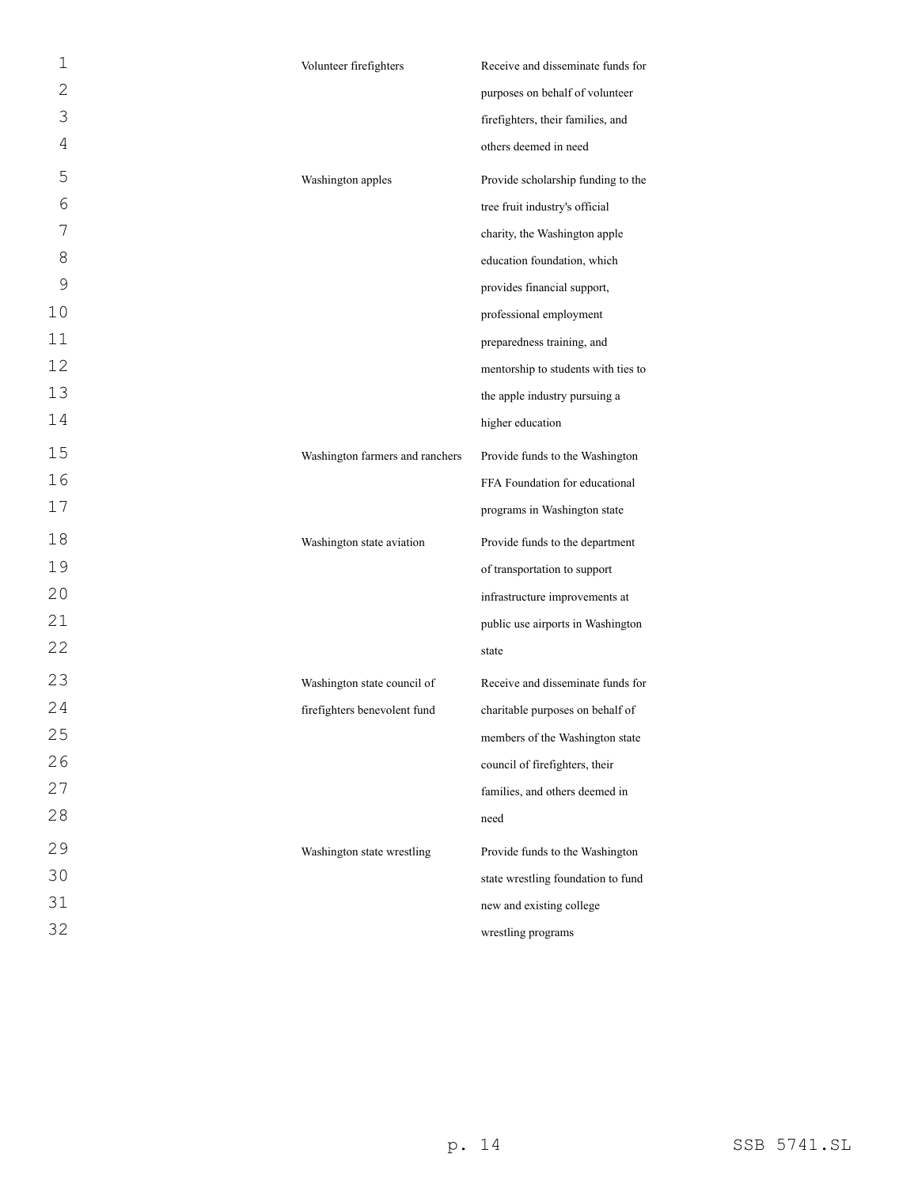| | |
|---|---|
| Volunteer firefighters | Receive and disseminate funds for purposes on behalf of volunteer firefighters, their families, and others deemed in need |
| Washington apples | Provide scholarship funding to the tree fruit industry's official charity, the Washington apple education foundation, which provides financial support, professional employment preparedness training, and mentorship to students with ties to the apple industry pursuing a higher education |
| Washington farmers and ranchers | Provide funds to the Washington FFA Foundation for educational programs in Washington state |
| Washington state aviation | Provide funds to the department of transportation to support infrastructure improvements at public use airports in Washington state |
| Washington state council of firefighters benevolent fund | Receive and disseminate funds for charitable purposes on behalf of members of the Washington state council of firefighters, their families, and others deemed in need |
| Washington state wrestling | Provide funds to the Washington state wrestling foundation to fund new and existing college wrestling programs |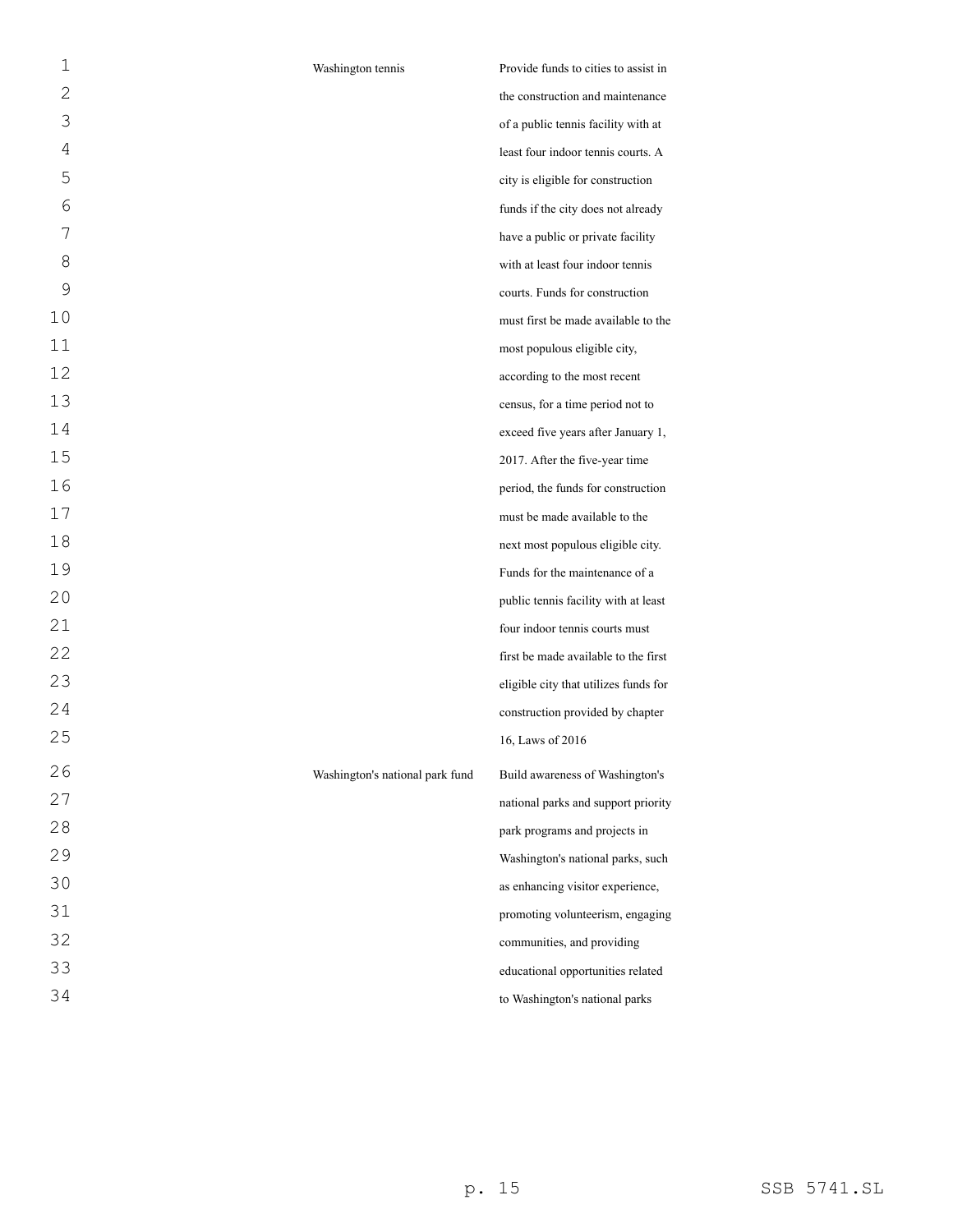| | |
|---|---|
| Washington tennis | Provide funds to cities to assist in the construction and maintenance of a public tennis facility with at least four indoor tennis courts. A city is eligible for construction funds if the city does not already have a public or private facility with at least four indoor tennis courts. Funds for construction must first be made available to the most populous eligible city, according to the most recent census, for a time period not to exceed five years after January 1, 2017. After the five-year time period, the funds for construction must be made available to the next most populous eligible city. Funds for the maintenance of a public tennis facility with at least four indoor tennis courts must first be made available to the first eligible city that utilizes funds for construction provided by chapter 16, Laws of 2016 |
| Washington's national park fund | Build awareness of Washington's national parks and support priority park programs and projects in Washington's national parks, such as enhancing visitor experience, promoting volunteerism, engaging communities, and providing educational opportunities related to Washington's national parks |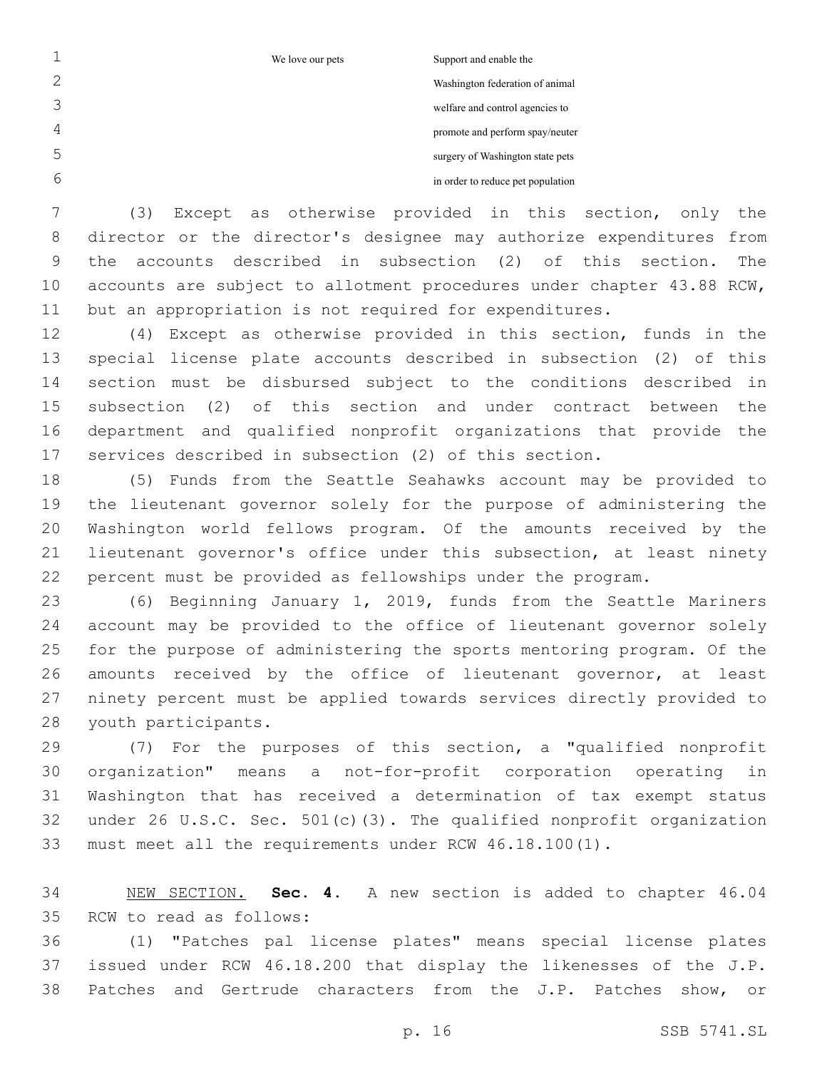| | |
|---|---|
| We love our pets | Support and enable the Washington federation of animal welfare and control agencies to promote and perform spay/neuter surgery of Washington state pets in order to reduce pet population |

(3) Except as otherwise provided in this section, only the director or the director's designee may authorize expenditures from the accounts described in subsection (2) of this section. The accounts are subject to allotment procedures under chapter 43.88 RCW, but an appropriation is not required for expenditures.

(4) Except as otherwise provided in this section, funds in the special license plate accounts described in subsection (2) of this section must be disbursed subject to the conditions described in subsection (2) of this section and under contract between the department and qualified nonprofit organizations that provide the services described in subsection (2) of this section.

(5) Funds from the Seattle Seahawks account may be provided to the lieutenant governor solely for the purpose of administering the Washington world fellows program. Of the amounts received by the lieutenant governor's office under this subsection, at least ninety percent must be provided as fellowships under the program.

(6) Beginning January 1, 2019, funds from the Seattle Mariners account may be provided to the office of lieutenant governor solely for the purpose of administering the sports mentoring program. Of the amounts received by the office of lieutenant governor, at least ninety percent must be applied towards services directly provided to youth participants.

(7) For the purposes of this section, a "qualified nonprofit organization" means a not-for-profit corporation operating in Washington that has received a determination of tax exempt status under 26 U.S.C. Sec. 501(c)(3). The qualified nonprofit organization must meet all the requirements under RCW 46.18.100(1).

NEW SECTION. **Sec. 4.** A new section is added to chapter 46.04 RCW to read as follows:

(1) "Patches pal license plates" means special license plates issued under RCW 46.18.200 that display the likenesses of the J.P. Patches and Gertrude characters from the J.P. Patches show, or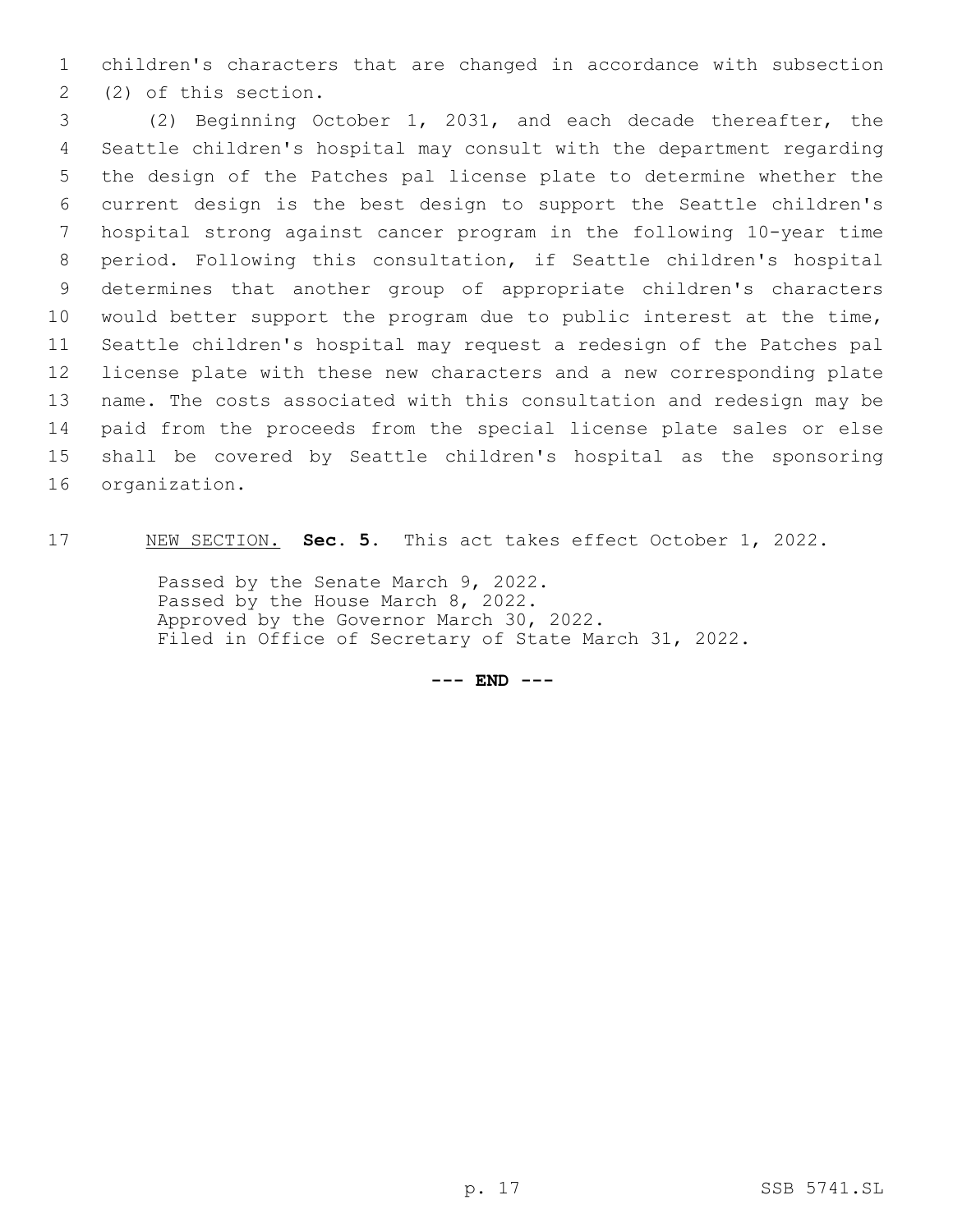children's characters that are changed in accordance with subsection (2) of this section.

(2) Beginning October 1, 2031, and each decade thereafter, the Seattle children's hospital may consult with the department regarding the design of the Patches pal license plate to determine whether the current design is the best design to support the Seattle children's hospital strong against cancer program in the following 10-year time period. Following this consultation, if Seattle children's hospital determines that another group of appropriate children's characters would better support the program due to public interest at the time, Seattle children's hospital may request a redesign of the Patches pal license plate with these new characters and a new corresponding plate name. The costs associated with this consultation and redesign may be paid from the proceeds from the special license plate sales or else shall be covered by Seattle children's hospital as the sponsoring organization.

NEW SECTION. **Sec. 5.** This act takes effect October 1, 2022.

Passed by the Senate March 9, 2022.
Passed by the House March 8, 2022.
Approved by the Governor March 30, 2022.
Filed in Office of Secretary of State March 31, 2022.

**--- END ---**